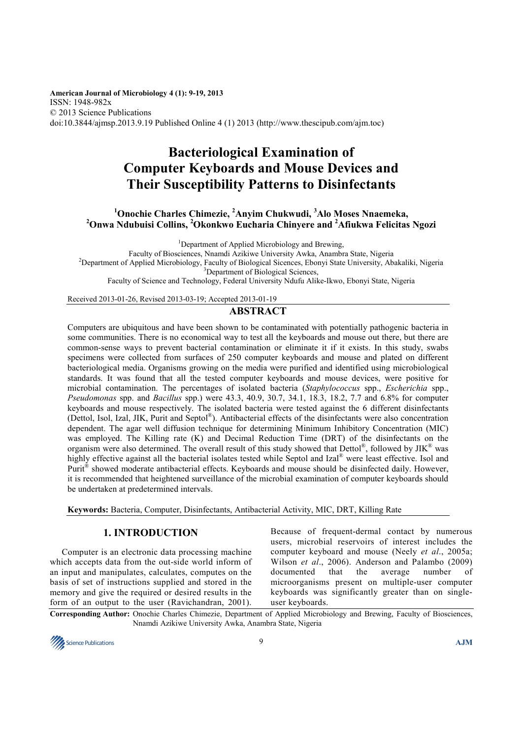American Journal of Microbiology 4 (1): 9-19, 2013
ISSN: 1948-982x
© 2013 Science Publications
doi:10.3844/ajmsp.2013.9.19 Published Online 4 (1) 2013 (http://www.thescipub.com/ajm.toc)

# Bacteriological Examination of Computer Keyboards and Mouse Devices and Their Susceptibility Patterns to Disinfectants

**[1]Onochie Charles Chimezie, [2]Anyim Chukwudi, [3]Alo Moses Nnaemeka, [2]Onwa Ndubuisi Collins, [2]Okonkwo Eucharia Chinyere and [2]Afiukwa Felicitas Ngozi**

[1]Department of Applied Microbiology and Brewing,
Faculty of Biosciences, Nnamdi Azikiwe University Awka, Anambra State, Nigeria
[2]Department of Applied Microbiology, Faculty of Biological Sicences, Ebonyi State University, Abakaliki, Nigeria
[3]Department of Biological Sciences,
Faculty of Science and Technology, Federal University Ndufu Alike-Ikwo, Ebonyi State, Nigeria

Received 2013-01-26, Revised 2013-03-19; Accepted 2013-01-19

## ABSTRACT

Computers are ubiquitous and have been shown to be contaminated with potentially pathogenic bacteria in some communities. There is no economical way to test all the keyboards and mouse out there, but there are common-sense ways to prevent bacterial contamination or eliminate it if it exists. In this study, swabs specimens were collected from surfaces of 250 computer keyboards and mouse and plated on different bacteriological media. Organisms growing on the media were purified and identified using microbiological standards. It was found that all the tested computer keyboards and mouse devices, were positive for microbial contamination. The percentages of isolated bacteria (*Staphylococcus* spp., *Escherichia* spp., *Pseudomonas* spp. and *Bacillus* spp.) were 43.3, 40.9, 30.7, 34.1, 18.3, 18.2, 7.7 and 6.8% for computer keyboards and mouse respectively. The isolated bacteria were tested against the 6 different disinfectants (Dettol, Isol, Izal, JIK, Purit and Septol®). Antibacterial effects of the disinfectants were also concentration dependent. The agar well diffusion technique for determining Minimum Inhibitory Concentration (MIC) was employed. The Killing rate (K) and Decimal Reduction Time (DRT) of the disinfectants on the organism were also determined. The overall result of this study showed that Dettol®, followed by JIK® was highly effective against all the bacterial isolates tested while Septol and Izal® were least effective. Isol and Purit® showed moderate antibacterial effects. Keyboards and mouse should be disinfected daily. However, it is recommended that heightened surveillance of the microbial examination of computer keyboards should be undertaken at predetermined intervals.

**Keywords:** Bacteria, Computer, Disinfectants, Antibacterial Activity, MIC, DRT, Killing Rate

## 1. INTRODUCTION

Computer is an electronic data processing machine which accepts data from the out-side world inform of an input and manipulates, calculates, computes on the basis of set of instructions supplied and stored in the memory and give the required or desired results in the form of an output to the user (Ravichandran, 2001). Because of frequent-dermal contact by numerous users, microbial reservoirs of interest includes the computer keyboard and mouse (Neely *et al*., 2005a; Wilson *et al*., 2006). Anderson and Palambo (2009) documented that the average number of microorganisms present on multiple-user computer keyboards was significantly greater than on single-user keyboards.

**Corresponding Author:** Onochie Charles Chimezie, Department of Applied Microbiology and Brewing, Faculty of Biosciences, Nnamdi Azikiwe University Awka, Anambra State, Nigeria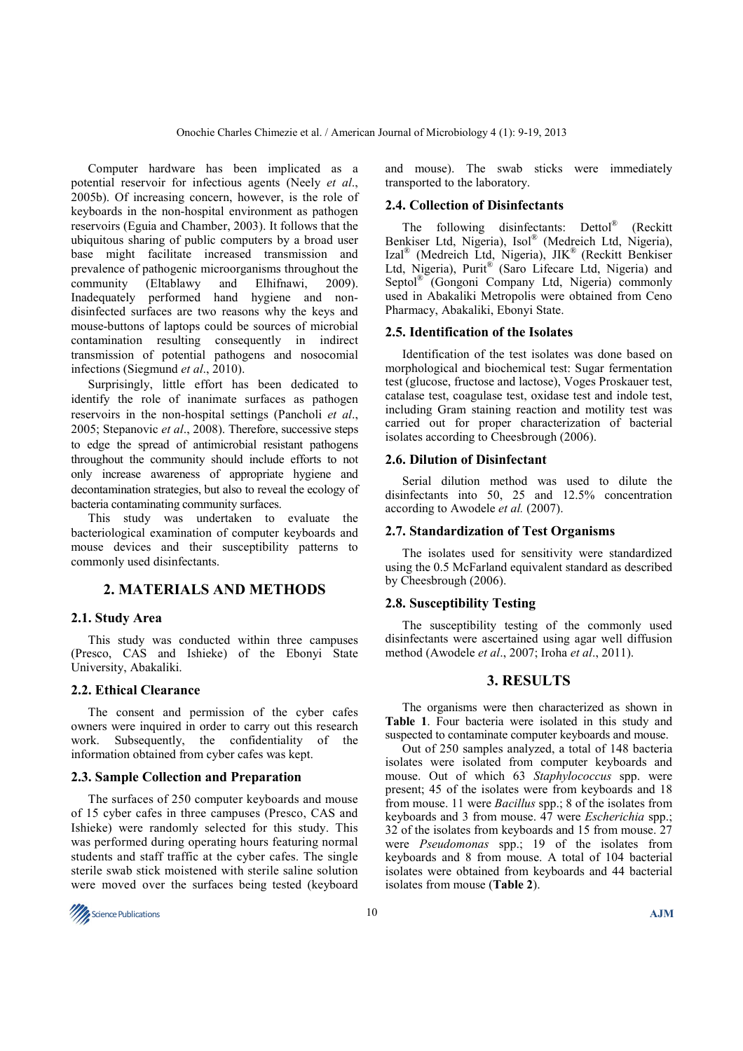Computer hardware has been implicated as a potential reservoir for infectious agents (Neely *et al*., 2005b). Of increasing concern, however, is the role of keyboards in the non-hospital environment as pathogen reservoirs (Eguia and Chamber, 2003). It follows that the ubiquitous sharing of public computers by a broad user base might facilitate increased transmission and prevalence of pathogenic microorganisms throughout the community (Eltablawy and Elhifnawi, 2009). Inadequately performed hand hygiene and non-disinfected surfaces are two reasons why the keys and mouse-buttons of laptops could be sources of microbial contamination resulting consequently in indirect transmission of potential pathogens and nosocomial infections (Siegmund *et al*., 2010).

Surprisingly, little effort has been dedicated to identify the role of inanimate surfaces as pathogen reservoirs in the non-hospital settings (Pancholi *et al*., 2005; Stepanovic *et al*., 2008). Therefore, successive steps to edge the spread of antimicrobial resistant pathogens throughout the community should include efforts to not only increase awareness of appropriate hygiene and decontamination strategies, but also to reveal the ecology of bacteria contaminating community surfaces.

This study was undertaken to evaluate the bacteriological examination of computer keyboards and mouse devices and their susceptibility patterns to commonly used disinfectants.

## 2. MATERIALS AND METHODS

### 2.1. Study Area

This study was conducted within three campuses (Presco, CAS and Ishieke) of the Ebonyi State University, Abakaliki.

### 2.2. Ethical Clearance

The consent and permission of the cyber cafes owners were inquired in order to carry out this research work. Subsequently, the confidentiality of the information obtained from cyber cafes was kept.

### 2.3. Sample Collection and Preparation

The surfaces of 250 computer keyboards and mouse of 15 cyber cafes in three campuses (Presco, CAS and Ishieke) were randomly selected for this study. This was performed during operating hours featuring normal students and staff traffic at the cyber cafes. The single sterile swab stick moistened with sterile saline solution were moved over the surfaces being tested (keyboard and mouse). The swab sticks were immediately transported to the laboratory.

### 2.4. Collection of Disinfectants

The following disinfectants: Dettol® (Reckitt Benkiser Ltd, Nigeria), Isol® (Medreich Ltd, Nigeria), Izal® (Medreich Ltd, Nigeria), JIK® (Reckitt Benkiser Ltd, Nigeria), Purit® (Saro Lifecare Ltd, Nigeria) and Septol® (Gongoni Company Ltd, Nigeria) commonly used in Abakaliki Metropolis were obtained from Ceno Pharmacy, Abakaliki, Ebonyi State.

### 2.5. Identification of the Isolates

Identification of the test isolates was done based on morphological and biochemical test: Sugar fermentation test (glucose, fructose and lactose), Voges Proskauer test, catalase test, coagulase test, oxidase test and indole test, including Gram staining reaction and motility test was carried out for proper characterization of bacterial isolates according to Cheesbrough (2006).

### 2.6. Dilution of Disinfectant

Serial dilution method was used to dilute the disinfectants into 50, 25 and 12.5% concentration according to Awodele *et al.* (2007).

### 2.7. Standardization of Test Organisms

The isolates used for sensitivity were standardized using the 0.5 McFarland equivalent standard as described by Cheesbrough (2006).

### 2.8. Susceptibility Testing

The susceptibility testing of the commonly used disinfectants were ascertained using agar well diffusion method (Awodele *et al*., 2007; Iroha *et al*., 2011).

## 3. RESULTS

The organisms were then characterized as shown in **Table 1**. Four bacteria were isolated in this study and suspected to contaminate computer keyboards and mouse.

Out of 250 samples analyzed, a total of 148 bacteria isolates were isolated from computer keyboards and mouse. Out of which 63 *Staphylococcus* spp. were present; 45 of the isolates were from keyboards and 18 from mouse. 11 were *Bacillus* spp.; 8 of the isolates from keyboards and 3 from mouse. 47 were *Escherichia* spp.; 32 of the isolates from keyboards and 15 from mouse. 27 were *Pseudomonas* spp.; 19 of the isolates from keyboards and 8 from mouse. A total of 104 bacterial isolates were obtained from keyboards and 44 bacterial isolates from mouse (**Table 2**).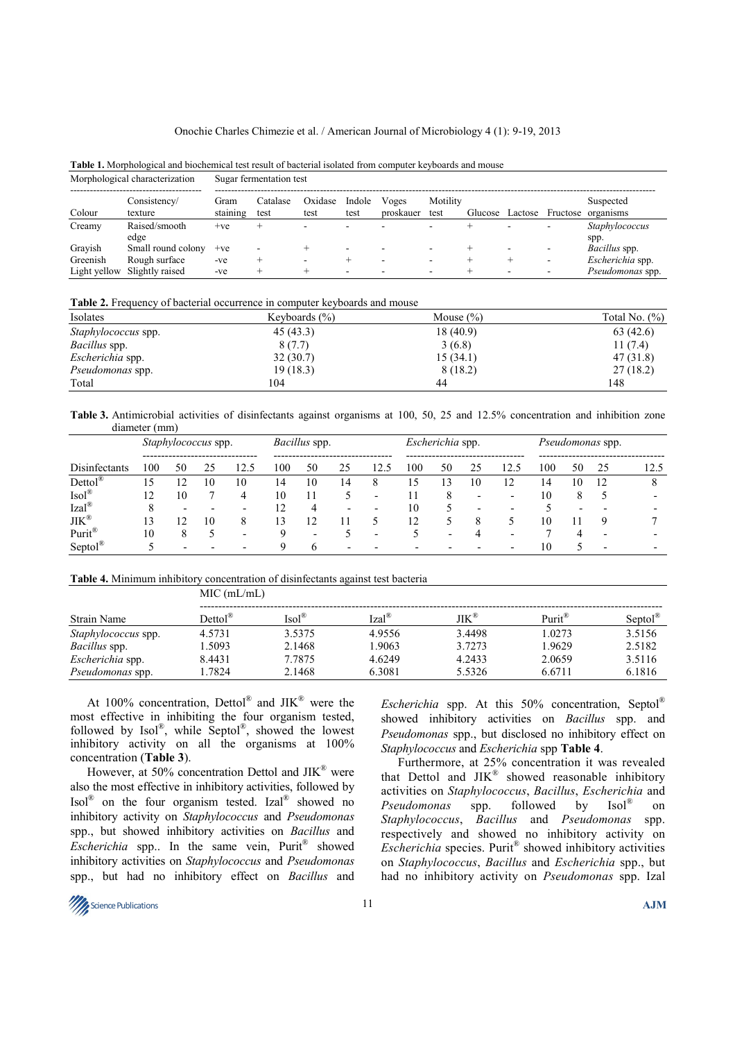**Table 1.** Morphological and biochemical test result of bacterial isolated from computer keyboards and mouse

| Morphological characterization | | Sugar fermentation test | | | | | | | | | |
|---|---|---|---|---|---|---|---|---|---|---|---|
| Colour | Consistency/ texture | Gram staining | Catalase test | Oxidase test | Indole test | Voges proskauer | Motility test | Glucose | Lactose | Fructose | Suspected organisms |
| Creamy | Raised/smooth edge | +ve | + | - | - | - | - | + | - | - | *Staphylococcus* spp. |
| Grayish | Small round colony | +ve | - | + | - | - | - | + | - | - | *Bacillus* spp. |
| Greenish | Rough surface | -ve | + | - | + | - | - | + | + | - | *Escherichia* spp. |
| Light yellow | Slightly raised | -ve | + | + | - | - | - | + | - | - | *Pseudomonas* spp. |

**Table 2.** Frequency of bacterial occurrence in computer keyboards and mouse

| Isolates | Keyboards (%) | Mouse (%) | Total No. (%) |
|---|---|---|---|
| *Staphylococcus* spp. | 45 (43.3) | 18 (40.9) | 63 (42.6) |
| *Bacillus* spp. | 8 (7.7) | 3 (6.8) | 11 (7.4) |
| *Escherichia* spp. | 32 (30.7) | 15 (34.1) | 47 (31.8) |
| *Pseudomonas* spp. | 19 (18.3) | 8 (18.2) | 27 (18.2) |
| Total | 104 | 44 | 148 |

**Table 3.** Antimicrobial activities of disinfectants against organisms at 100, 50, 25 and 12.5% concentration and inhibition zone diameter (mm)

| | *Staphylococcus* spp. | | | | *Bacillus* spp. | | | | *Escherichia* spp. | | | | *Pseudomonas* spp. | | | |
|---|---|---|---|---|---|---|---|---|---|---|---|---|---|---|---|---|
| Disinfectants | 100 | 50 | 25 | 12.5 | 100 | 50 | 25 | 12.5 | 100 | 50 | 25 | 12.5 | 100 | 50 | 25 | 12.5 |
| Dettol® | 15 | 12 | 10 | 10 | 14 | 10 | 14 | 8 | 15 | 13 | 10 | 12 | 14 | 10 | 12 | 8 |
| Isol® | 12 | 10 | 7 | 4 | 10 | 11 | 5 | - | 11 | 8 | - | - | 10 | 8 | 5 | - |
| Izal® | 8 | - | - | - | 12 | 4 | - | - | 10 | 5 | - | - | 5 | - | - | - |
| JIK® | 13 | 12 | 10 | 8 | 13 | 12 | 11 | 5 | 12 | 5 | 8 | 5 | 10 | 11 | 9 | 7 |
| Purit® | 10 | 8 | 5 | - | 9 | - | 5 | - | 5 | - | 4 | - | 7 | 4 | - | - |
| Septol® | 5 | - | - | - | 9 | 6 | - | - | - | - | - | - | 10 | 5 | - | - |

**Table 4.** Minimum inhibitory concentration of disinfectants against test bacteria

| | MIC (mL/mL) | | | | | |
|---|---|---|---|---|---|---|
| Strain Name | Dettol® | Isol® | Izal® | JIK® | Purit® | Septol® |
| *Staphylococcus* spp. | 4.5731 | 3.5375 | 4.9556 | 3.4498 | 1.0273 | 3.5156 |
| *Bacillus* spp. | 1.5093 | 2.1468 | 1.9063 | 3.7273 | 1.9629 | 2.5182 |
| *Escherichia* spp. | 8.4431 | 7.7875 | 4.6249 | 4.2433 | 2.0659 | 3.5116 |
| *Pseudomonas* spp. | 1.7824 | 2.1468 | 6.3081 | 5.5326 | 6.6711 | 6.1816 |

At 100% concentration, Dettol® and JIK® were the most effective in inhibiting the four organism tested, followed by Isol®, while Septol®, showed the lowest inhibitory activity on all the organisms at 100% concentration (**Table 3**).

However, at 50% concentration Dettol and JIK® were also the most effective in inhibitory activities, followed by Isol® on the four organism tested. Izal® showed no inhibitory activity on *Staphylococcus* and *Pseudomonas* spp., but showed inhibitory activities on *Bacillus* and *Escherichia* spp.. In the same vein, Purit® showed inhibitory activities on *Staphylococcus* and *Pseudomonas* spp., but had no inhibitory effect on *Bacillus* and *Escherichia* spp. At this 50% concentration, Septol® showed inhibitory activities on *Bacillus* spp. and *Pseudomonas* spp., but disclosed no inhibitory effect on *Staphylococcus* and *Escherichia* spp **Table 4**.

Furthermore, at 25% concentration it was revealed that Dettol and JIK® showed reasonable inhibitory activities on *Staphylococcus*, *Bacillus*, *Escherichia* and *Pseudomonas* spp. followed by Isol® on *Staphylococcus*, *Bacillus* and *Pseudomonas* spp. respectively and showed no inhibitory activity on *Escherichia* species. Purit® showed inhibitory activities on *Staphylococcus*, *Bacillus* and *Escherichia* spp., but had no inhibitory activity on *Pseudomonas* spp. Izal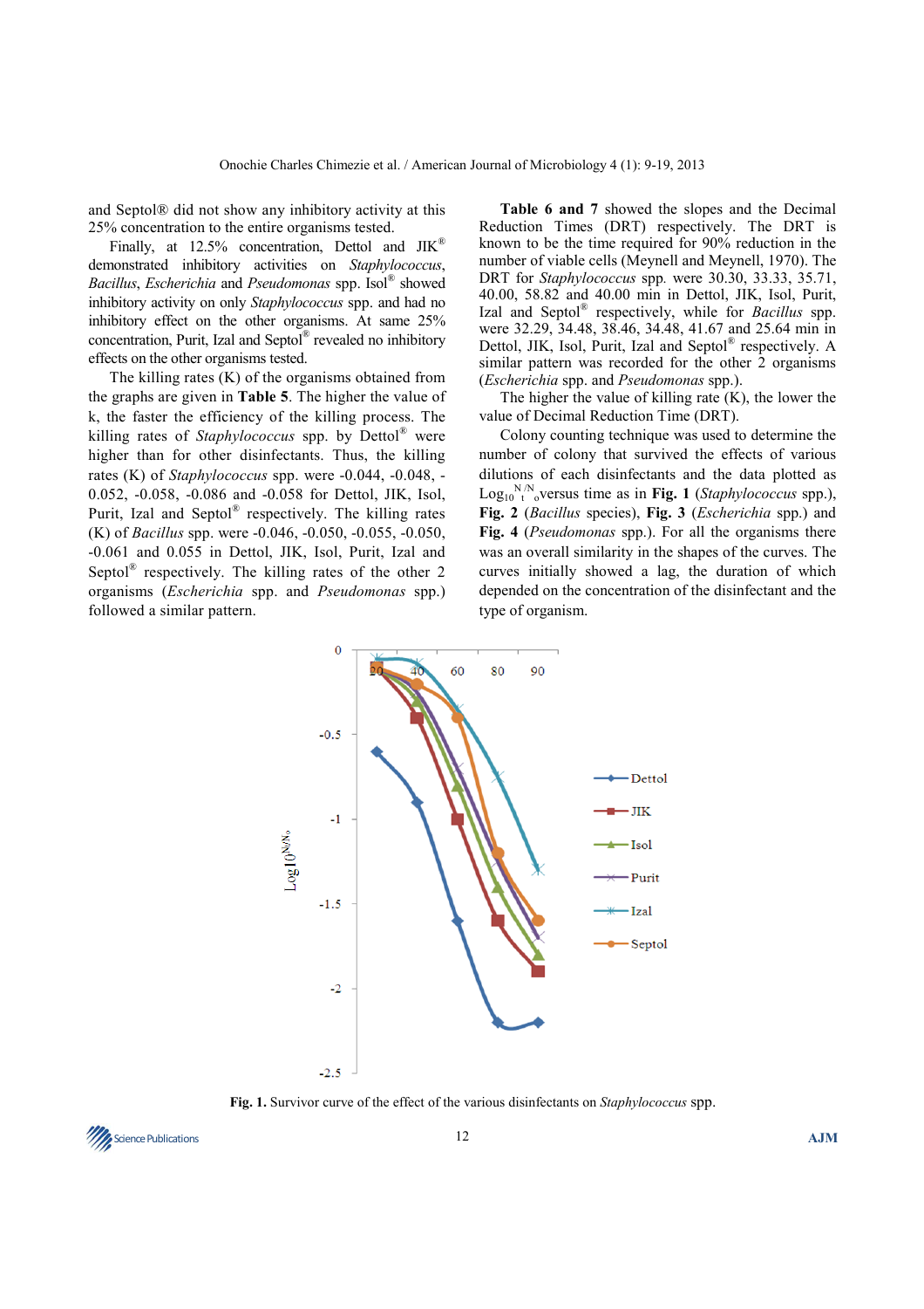and Septol® did not show any inhibitory activity at this 25% concentration to the entire organisms tested.

Finally, at 12.5% concentration, Dettol and JIK® demonstrated inhibitory activities on *Staphylococcus*, *Bacillus*, *Escherichia* and *Pseudomonas* spp. Isol® showed inhibitory activity on only *Staphylococcus* spp. and had no inhibitory effect on the other organisms. At same 25% concentration, Purit, Izal and Septol® revealed no inhibitory effects on the other organisms tested.

The killing rates (K) of the organisms obtained from the graphs are given in **Table 5**. The higher the value of k, the faster the efficiency of the killing process. The killing rates of *Staphylococcus* spp. by Dettol® were higher than for other disinfectants. Thus, the killing rates (K) of *Staphylococcus* spp. were -0.044, -0.048, -0.052, -0.058, -0.086 and -0.058 for Dettol, JIK, Isol, Purit, Izal and Septol® respectively. The killing rates (K) of *Bacillus* spp. were -0.046, -0.050, -0.055, -0.050, -0.061 and 0.055 in Dettol, JIK, Isol, Purit, Izal and Septol® respectively. The killing rates of the other 2 organisms (*Escherichia* spp. and *Pseudomonas* spp.) followed a similar pattern.

**Table 6 and 7** showed the slopes and the Decimal Reduction Times (DRT) respectively. The DRT is known to be the time required for 90% reduction in the number of viable cells (Meynell and Meynell, 1970). The DRT for *Staphylococcus* spp. were 30.30, 33.33, 35.71, 40.00, 58.82 and 40.00 min in Dettol, JIK, Isol, Purit, Izal and Septol® respectively, while for *Bacillus* spp. were 32.29, 34.48, 38.46, 34.48, 41.67 and 25.64 min in Dettol, JIK, Isol, Purit, Izal and Septol® respectively. A similar pattern was recorded for the other 2 organisms (*Escherichia* spp. and *Pseudomonas* spp.).

The higher the value of killing rate (K), the lower the value of Decimal Reduction Time (DRT).

Colony counting technique was used to determine the number of colony that survived the effects of various dilutions of each disinfectants and the data plotted as $\text{Log}_{10}{}^{N_t/N_o}$ versus time as in **Fig. 1** (*Staphylococcus* spp.), **Fig. 2** (*Bacillus* species), **Fig. 3** (*Escherichia* spp.) and **Fig. 4** (*Pseudomonas* spp.). For all the organisms there was an overall similarity in the shapes of the curves. The curves initially showed a lag, the duration of which depended on the concentration of the disinfectant and the type of organism.

**Fig. 1.** Survivor curve of the effect of the various disinfectants on *Staphylococcus* spp.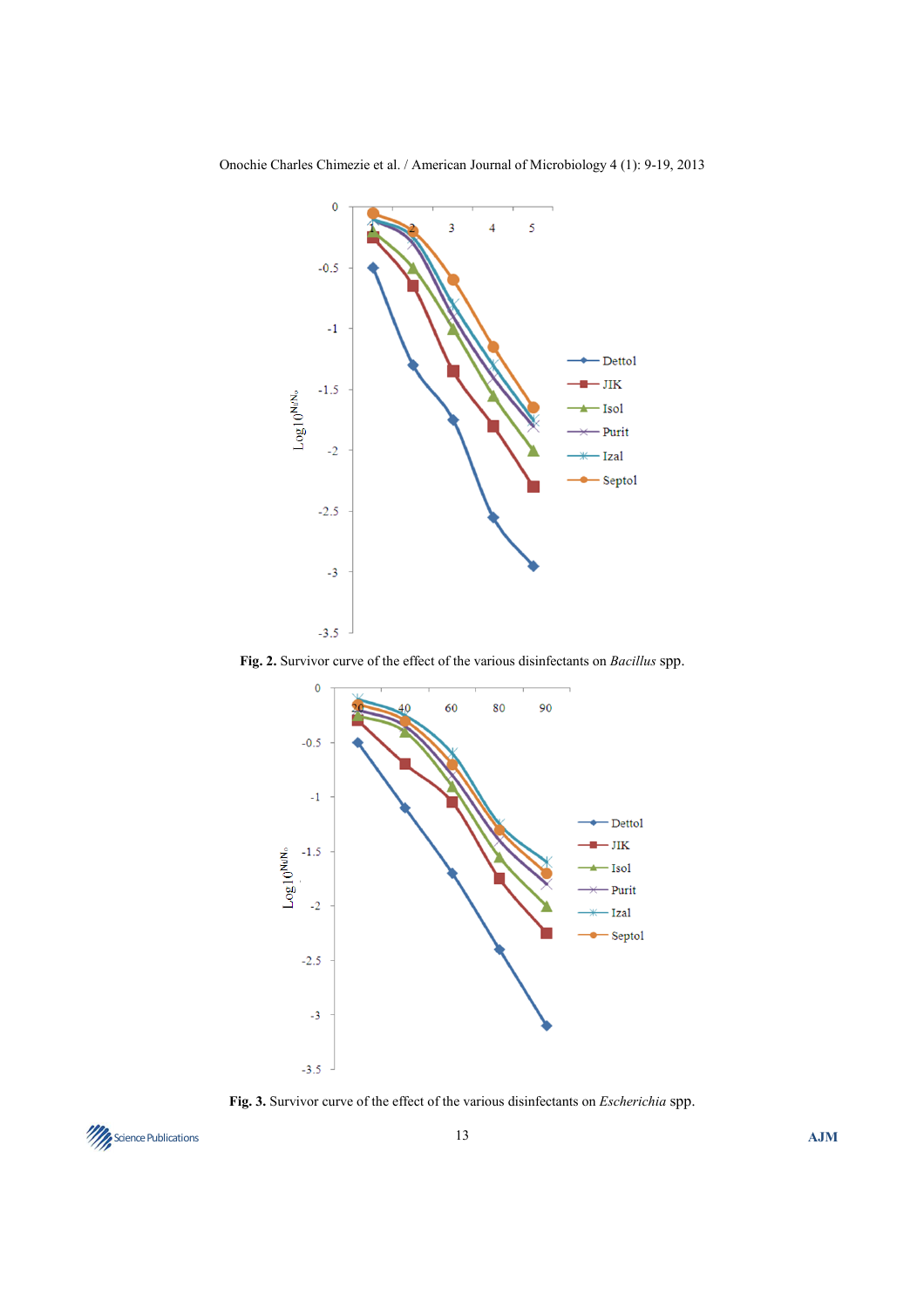Fig. 2. Survivor curve of the effect of the various disinfectants on *Bacillus* spp.

Fig. 3. Survivor curve of the effect of the various disinfectants on *Escherichia* spp.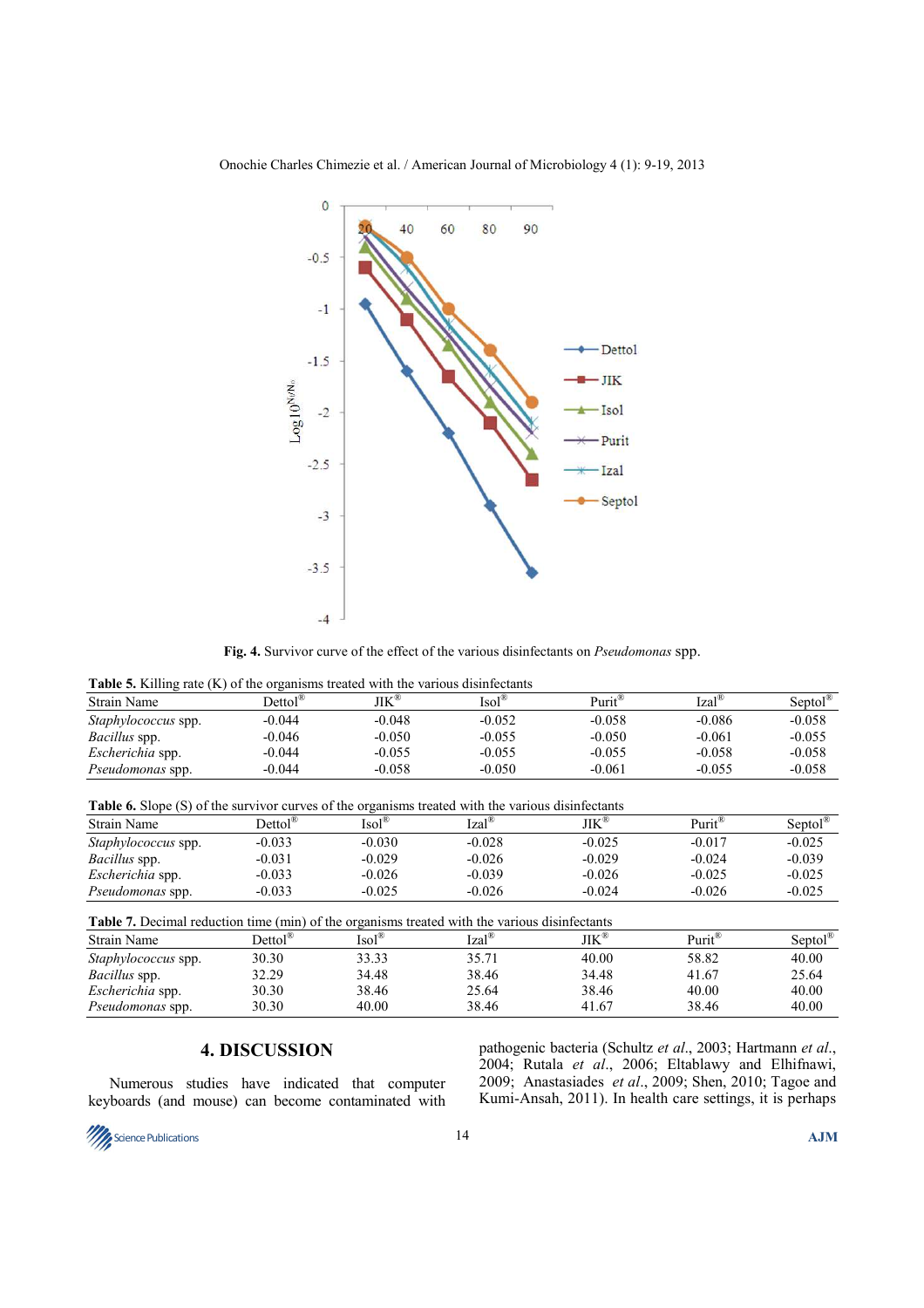**Fig. 4.** Survivor curve of the effect of the various disinfectants on *Pseudomonas* spp.

**Table 5.** Killing rate (K) of the organisms treated with the various disinfectants

| Strain Name | Dettol® | JIK® | Isol® | Purit® | Izal® | Septol® |
|---|---|---|---|---|---|---|
| *Staphylococcus* spp. | -0.044 | -0.048 | -0.052 | -0.058 | -0.086 | -0.058 |
| *Bacillus* spp. | -0.046 | -0.050 | -0.055 | -0.050 | -0.061 | -0.055 |
| *Escherichia* spp. | -0.044 | -0.055 | -0.055 | -0.055 | -0.058 | -0.058 |
| *Pseudomonas* spp. | -0.044 | -0.058 | -0.050 | -0.061 | -0.055 | -0.058 |

**Table 6.** Slope (S) of the survivor curves of the organisms treated with the various disinfectants

| Strain Name | Dettol® | Isol® | Izal® | JIK® | Purit® | Septol® |
|---|---|---|---|---|---|---|
| *Staphylococcus* spp. | -0.033 | -0.030 | -0.028 | -0.025 | -0.017 | -0.025 |
| *Bacillus* spp. | -0.031 | -0.029 | -0.026 | -0.029 | -0.024 | -0.039 |
| *Escherichia* spp. | -0.033 | -0.026 | -0.039 | -0.026 | -0.025 | -0.025 |
| *Pseudomonas* spp. | -0.033 | -0.025 | -0.026 | -0.024 | -0.026 | -0.025 |

**Table 7.** Decimal reduction time (min) of the organisms treated with the various disinfectants

| Strain Name | Dettol® | Isol® | Izal® | JIK® | Purit® | Septol® |
|---|---|---|---|---|---|---|
| *Staphylococcus* spp. | 30.30 | 33.33 | 35.71 | 40.00 | 58.82 | 40.00 |
| *Bacillus* spp. | 32.29 | 34.48 | 38.46 | 34.48 | 41.67 | 25.64 |
| *Escherichia* spp. | 30.30 | 38.46 | 25.64 | 38.46 | 40.00 | 40.00 |
| *Pseudomonas* spp. | 30.30 | 40.00 | 38.46 | 41.67 | 38.46 | 40.00 |

## 4. DISCUSSION

Numerous studies have indicated that computer keyboards (and mouse) can become contaminated with pathogenic bacteria (Schultz *et al*., 2003; Hartmann *et al*., 2004; Rutala *et al*., 2006; Eltablawy and Elhifnawi, 2009; Anastasiades *et al*., 2009; Shen, 2010; Tagoe and Kumi-Ansah, 2011). In health care settings, it is perhaps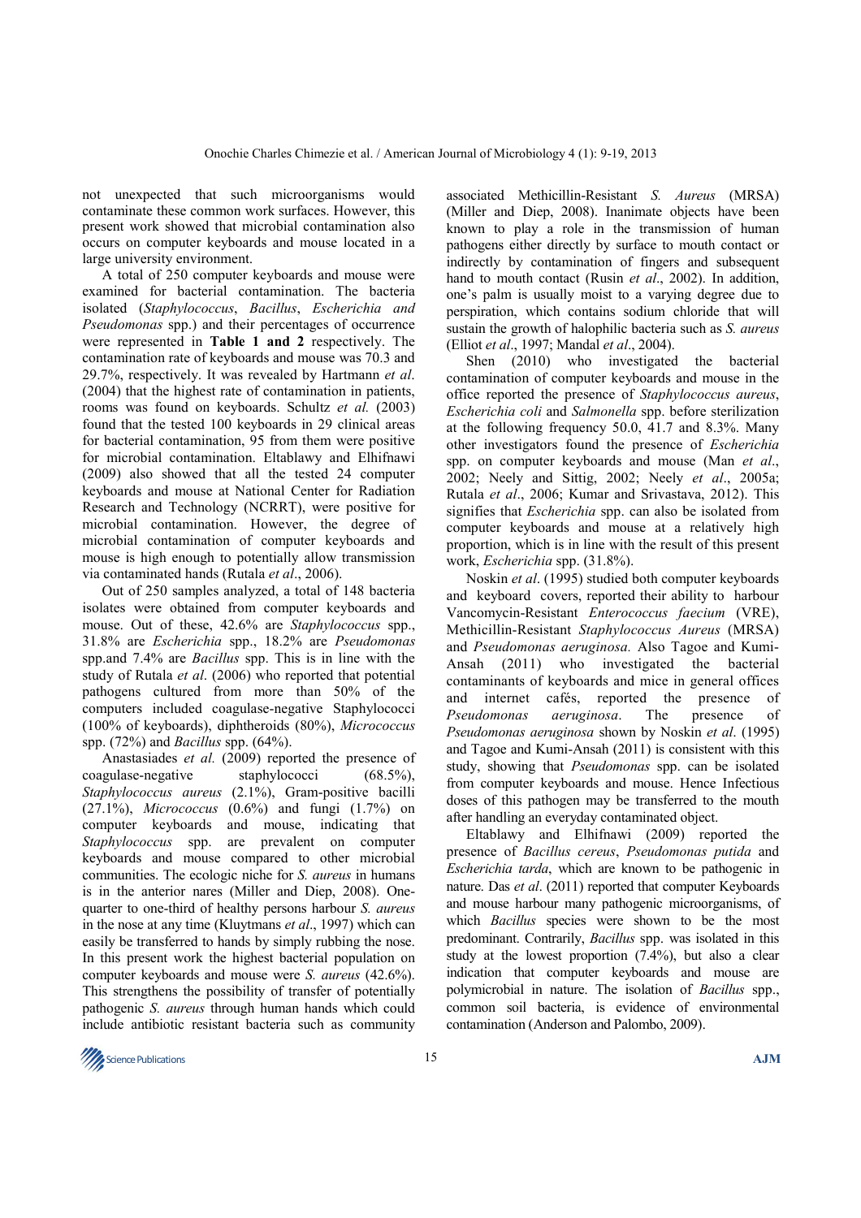not unexpected that such microorganisms would contaminate these common work surfaces. However, this present work showed that microbial contamination also occurs on computer keyboards and mouse located in a large university environment.

A total of 250 computer keyboards and mouse were examined for bacterial contamination. The bacteria isolated (*Staphylococcus*, *Bacillus*, *Escherichia and Pseudomonas* spp.) and their percentages of occurrence were represented in **Table 1 and 2** respectively. The contamination rate of keyboards and mouse was 70.3 and 29.7%, respectively. It was revealed by Hartmann *et al*. (2004) that the highest rate of contamination in patients, rooms was found on keyboards. Schultz *et al.* (2003) found that the tested 100 keyboards in 29 clinical areas for bacterial contamination, 95 from them were positive for microbial contamination. Eltablawy and Elhifnawi (2009) also showed that all the tested 24 computer keyboards and mouse at National Center for Radiation Research and Technology (NCRRT), were positive for microbial contamination. However, the degree of microbial contamination of computer keyboards and mouse is high enough to potentially allow transmission via contaminated hands (Rutala *et al*., 2006).

Out of 250 samples analyzed, a total of 148 bacteria isolates were obtained from computer keyboards and mouse. Out of these, 42.6% are *Staphylococcus* spp., 31.8% are *Escherichia* spp., 18.2% are *Pseudomonas* spp.and 7.4% are *Bacillus* spp. This is in line with the study of Rutala *et al*. (2006) who reported that potential pathogens cultured from more than 50% of the computers included coagulase-negative Staphylococci (100% of keyboards), diphtheroids (80%), *Micrococcus* spp. (72%) and *Bacillus* spp. (64%).

Anastasiades *et al.* (2009) reported the presence of coagulase-negative staphylococci (68.5%), *Staphylococcus aureus* (2.1%), Gram-positive bacilli (27.1%), *Micrococcus* (0.6%) and fungi (1.7%) on computer keyboards and mouse, indicating that *Staphylococcus* spp. are prevalent on computer keyboards and mouse compared to other microbial communities. The ecologic niche for *S. aureus* in humans is in the anterior nares (Miller and Diep, 2008). One-quarter to one-third of healthy persons harbour *S. aureus* in the nose at any time (Kluytmans *et al*., 1997) which can easily be transferred to hands by simply rubbing the nose. In this present work the highest bacterial population on computer keyboards and mouse were *S. aureus* (42.6%). This strengthens the possibility of transfer of potentially pathogenic *S. aureus* through human hands which could include antibiotic resistant bacteria such as community associated Methicillin-Resistant *S. Aureus* (MRSA) (Miller and Diep, 2008). Inanimate objects have been known to play a role in the transmission of human pathogens either directly by surface to mouth contact or indirectly by contamination of fingers and subsequent hand to mouth contact (Rusin *et al*., 2002). In addition, one's palm is usually moist to a varying degree due to perspiration, which contains sodium chloride that will sustain the growth of halophilic bacteria such as *S. aureus* (Elliot *et al*., 1997; Mandal *et al*., 2004).

Shen (2010) who investigated the bacterial contamination of computer keyboards and mouse in the office reported the presence of *Staphylococcus aureus*, *Escherichia coli* and *Salmonella* spp. before sterilization at the following frequency 50.0, 41.7 and 8.3%. Many other investigators found the presence of *Escherichia* spp. on computer keyboards and mouse (Man *et al*., 2002; Neely and Sittig, 2002; Neely *et al*., 2005a; Rutala *et al*., 2006; Kumar and Srivastava, 2012). This signifies that *Escherichia* spp. can also be isolated from computer keyboards and mouse at a relatively high proportion, which is in line with the result of this present work, *Escherichia* spp. (31.8%).

Noskin *et al*. (1995) studied both computer keyboards and keyboard covers, reported their ability to harbour Vancomycin-Resistant *Enterococcus faecium* (VRE), Methicillin-Resistant *Staphylococcus Aureus* (MRSA) and *Pseudomonas aeruginosa.* Also Tagoe and Kumi-Ansah (2011) who investigated the bacterial contaminants of keyboards and mice in general offices and internet cafés, reported the presence of *Pseudomonas aeruginosa*. The presence of *Pseudomonas aeruginosa* shown by Noskin *et al*. (1995) and Tagoe and Kumi-Ansah (2011) is consistent with this study, showing that *Pseudomonas* spp. can be isolated from computer keyboards and mouse. Hence Infectious doses of this pathogen may be transferred to the mouth after handling an everyday contaminated object.

Eltablawy and Elhifnawi (2009) reported the presence of *Bacillus cereus*, *Pseudomonas putida* and *Escherichia tarda*, which are known to be pathogenic in nature. Das *et al*. (2011) reported that computer Keyboards and mouse harbour many pathogenic microorganisms, of which *Bacillus* species were shown to be the most predominant. Contrarily, *Bacillus* spp. was isolated in this study at the lowest proportion (7.4%), but also a clear indication that computer keyboards and mouse are polymicrobial in nature. The isolation of *Bacillus* spp., common soil bacteria, is evidence of environmental contamination (Anderson and Palombo, 2009).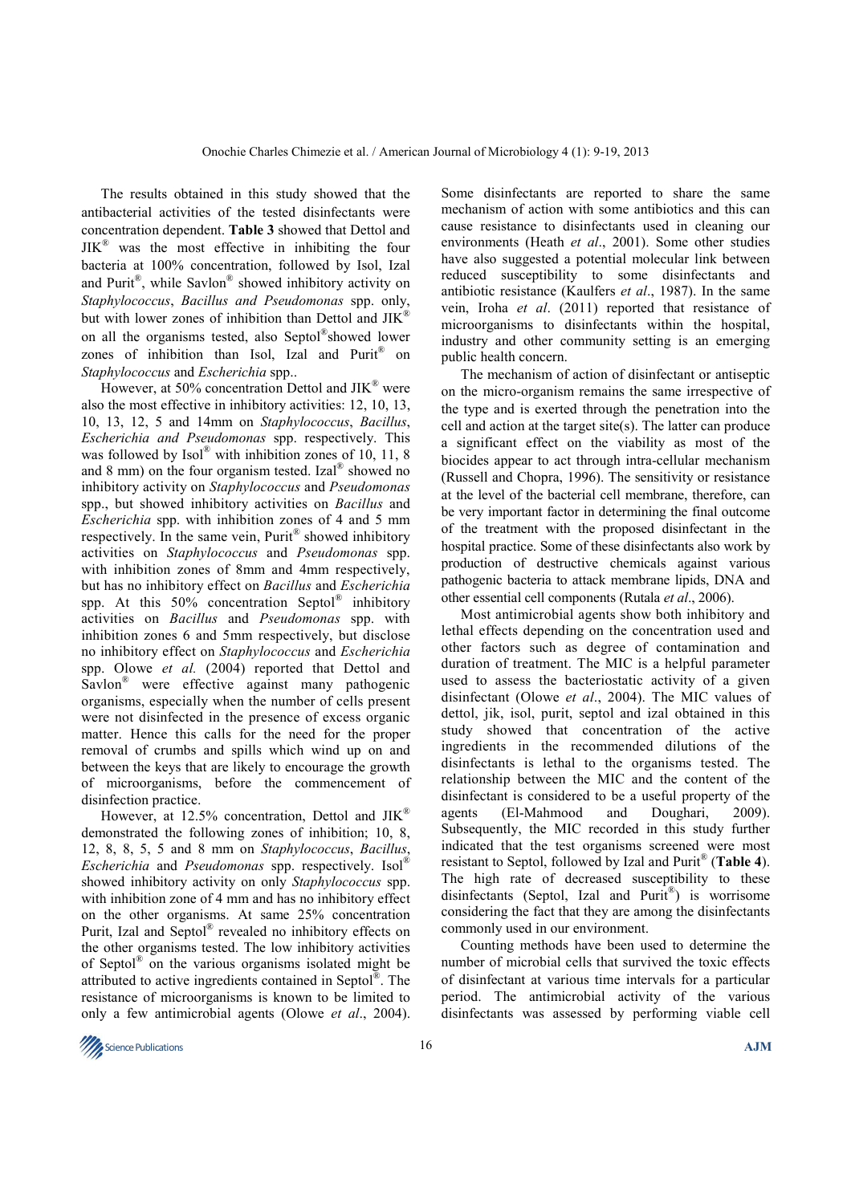The results obtained in this study showed that the antibacterial activities of the tested disinfectants were concentration dependent. **Table 3** showed that Dettol and JIK® was the most effective in inhibiting the four bacteria at 100% concentration, followed by Isol, Izal and Purit®, while Savlon® showed inhibitory activity on *Staphylococcus*, *Bacillus and Pseudomonas* spp. only, but with lower zones of inhibition than Dettol and JIK® on all the organisms tested, also Septol®showed lower zones of inhibition than Isol, Izal and Purit® on *Staphylococcus* and *Escherichia* spp..

However, at 50% concentration Dettol and JIK® were also the most effective in inhibitory activities: 12, 10, 13, 10, 13, 12, 5 and 14mm on *Staphylococcus*, *Bacillus*, *Escherichia and Pseudomonas* spp. respectively. This was followed by Isol® with inhibition zones of 10, 11, 8 and 8 mm) on the four organism tested. Izal® showed no inhibitory activity on *Staphylococcus* and *Pseudomonas* spp., but showed inhibitory activities on *Bacillus* and *Escherichia* spp. with inhibition zones of 4 and 5 mm respectively. In the same vein, Purit® showed inhibitory activities on *Staphylococcus* and *Pseudomonas* spp. with inhibition zones of 8mm and 4mm respectively, but has no inhibitory effect on *Bacillus* and *Escherichia* spp. At this 50% concentration Septol® inhibitory activities on *Bacillus* and *Pseudomonas* spp. with inhibition zones 6 and 5mm respectively, but disclose no inhibitory effect on *Staphylococcus* and *Escherichia* spp. Olowe *et al.* (2004) reported that Dettol and Savlon® were effective against many pathogenic organisms, especially when the number of cells present were not disinfected in the presence of excess organic matter. Hence this calls for the need for the proper removal of crumbs and spills which wind up on and between the keys that are likely to encourage the growth of microorganisms, before the commencement of disinfection practice.

However, at 12.5% concentration, Dettol and JIK® demonstrated the following zones of inhibition; 10, 8, 12, 8, 8, 5, 5 and 8 mm on *Staphylococcus*, *Bacillus*, *Escherichia* and *Pseudomonas* spp. respectively. Isol® showed inhibitory activity on only *Staphylococcus* spp. with inhibition zone of 4 mm and has no inhibitory effect on the other organisms. At same 25% concentration Purit, Izal and Septol® revealed no inhibitory effects on the other organisms tested. The low inhibitory activities of Septol® on the various organisms isolated might be attributed to active ingredients contained in Septol®. The resistance of microorganisms is known to be limited to only a few antimicrobial agents (Olowe *et al*., 2004). Some disinfectants are reported to share the same mechanism of action with some antibiotics and this can cause resistance to disinfectants used in cleaning our environments (Heath *et al*., 2001). Some other studies have also suggested a potential molecular link between reduced susceptibility to some disinfectants and antibiotic resistance (Kaulfers *et al*., 1987). In the same vein, Iroha *et al*. (2011) reported that resistance of microorganisms to disinfectants within the hospital, industry and other community setting is an emerging public health concern.

The mechanism of action of disinfectant or antiseptic on the micro-organism remains the same irrespective of the type and is exerted through the penetration into the cell and action at the target site(s). The latter can produce a significant effect on the viability as most of the biocides appear to act through intra-cellular mechanism (Russell and Chopra, 1996). The sensitivity or resistance at the level of the bacterial cell membrane, therefore, can be very important factor in determining the final outcome of the treatment with the proposed disinfectant in the hospital practice. Some of these disinfectants also work by production of destructive chemicals against various pathogenic bacteria to attack membrane lipids, DNA and other essential cell components (Rutala *et al*., 2006).

Most antimicrobial agents show both inhibitory and lethal effects depending on the concentration used and other factors such as degree of contamination and duration of treatment. The MIC is a helpful parameter used to assess the bacteriostatic activity of a given disinfectant (Olowe *et al*., 2004). The MIC values of dettol, jik, isol, purit, septol and izal obtained in this study showed that concentration of the active ingredients in the recommended dilutions of the disinfectants is lethal to the organisms tested. The relationship between the MIC and the content of the disinfectant is considered to be a useful property of the agents (El-Mahmood and Doughari, 2009). Subsequently, the MIC recorded in this study further indicated that the test organisms screened were most resistant to Septol, followed by Izal and Purit® (**Table 4**). The high rate of decreased susceptibility to these disinfectants (Septol, Izal and Purit®) is worrisome considering the fact that they are among the disinfectants commonly used in our environment.

Counting methods have been used to determine the number of microbial cells that survived the toxic effects of disinfectant at various time intervals for a particular period. The antimicrobial activity of the various disinfectants was assessed by performing viable cell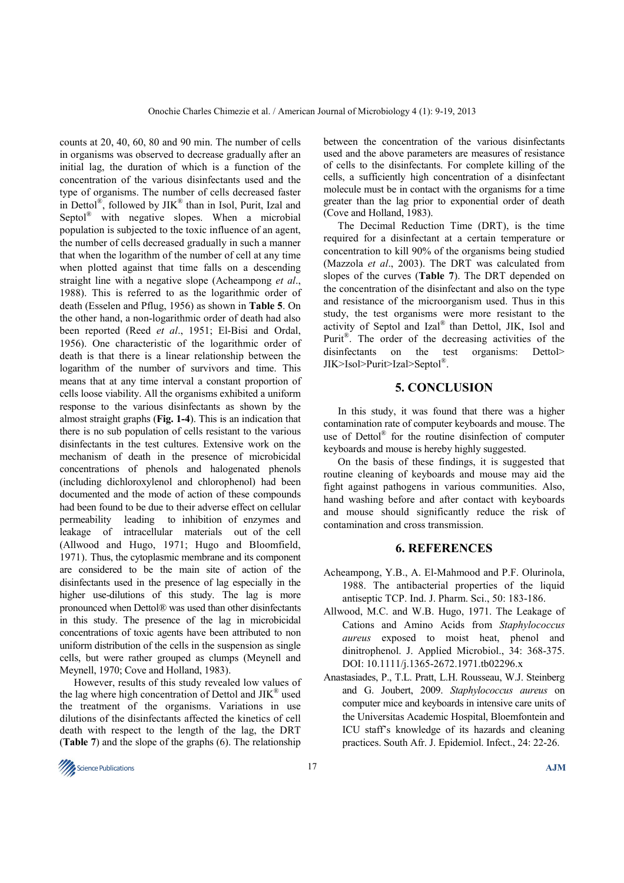counts at 20, 40, 60, 80 and 90 min. The number of cells in organisms was observed to decrease gradually after an initial lag, the duration of which is a function of the concentration of the various disinfectants used and the type of organisms. The number of cells decreased faster in Dettol®, followed by JIK® than in Isol, Purit, Izal and Septol® with negative slopes. When a microbial population is subjected to the toxic influence of an agent, the number of cells decreased gradually in such a manner that when the logarithm of the number of cell at any time when plotted against that time falls on a descending straight line with a negative slope (Acheampong *et al*., 1988). This is referred to as the logarithmic order of death (Esselen and Pflug, 1956) as shown in **Table 5**. On the other hand, a non-logarithmic order of death had also been reported (Reed *et al*., 1951; El-Bisi and Ordal, 1956). One characteristic of the logarithmic order of death is that there is a linear relationship between the logarithm of the number of survivors and time. This means that at any time interval a constant proportion of cells loose viability. All the organisms exhibited a uniform response to the various disinfectants as shown by the almost straight graphs (**Fig. 1-4**). This is an indication that there is no sub population of cells resistant to the various disinfectants in the test cultures. Extensive work on the mechanism of death in the presence of microbicidal concentrations of phenols and halogenated phenols (including dichloroxylenol and chlorophenol) had been documented and the mode of action of these compounds had been found to be due to their adverse effect on cellular permeability leading to inhibition of enzymes and leakage of intracellular materials out of the cell (Allwood and Hugo, 1971; Hugo and Bloomfield, 1971). Thus, the cytoplasmic membrane and its component are considered to be the main site of action of the disinfectants used in the presence of lag especially in the higher use-dilutions of this study. The lag is more pronounced when Dettol® was used than other disinfectants in this study. The presence of the lag in microbicidal concentrations of toxic agents have been attributed to non uniform distribution of the cells in the suspension as single cells, but were rather grouped as clumps (Meynell and Meynell, 1970; Cove and Holland, 1983).

However, results of this study revealed low values of the lag where high concentration of Dettol and JIK® used the treatment of the organisms. Variations in use dilutions of the disinfectants affected the kinetics of cell death with respect to the length of the lag, the DRT (**Table 7**) and the slope of the graphs (6). The relationship between the concentration of the various disinfectants used and the above parameters are measures of resistance of cells to the disinfectants. For complete killing of the cells, a sufficiently high concentration of a disinfectant molecule must be in contact with the organisms for a time greater than the lag prior to exponential order of death (Cove and Holland, 1983).

The Decimal Reduction Time (DRT), is the time required for a disinfectant at a certain temperature or concentration to kill 90% of the organisms being studied (Mazzola *et al*., 2003). The DRT was calculated from slopes of the curves (**Table 7**). The DRT depended on the concentration of the disinfectant and also on the type and resistance of the microorganisms used. Thus in this study, the test organisms were more resistant to the activity of Septol and Izal® than Dettol, JIK, Isol and Purit®. The order of the decreasing activities of the disinfectants on the test organisms: Dettol> JIK>Isol>Purit>Izal>Septol®.

## 5. CONCLUSION

In this study, it was found that there was a higher contamination rate of computer keyboards and mouse. The use of Dettol® for the routine disinfection of computer keyboards and mouse is hereby highly suggested.

On the basis of these findings, it is suggested that routine cleaning of keyboards and mouse may aid the fight against pathogens in various communities. Also, hand washing before and after contact with keyboards and mouse should significantly reduce the risk of contamination and cross transmission.

## 6. REFERENCES

Acheampong, Y.B., A. El-Mahmood and P.F. Olurinola, 1988. The antibacterial properties of the liquid antiseptic TCP. Ind. J. Pharm. Sci., 50: 183-186.

Allwood, M.C. and W.B. Hugo, 1971. The Leakage of Cations and Amino Acids from *Staphylococcus aureus* exposed to moist heat, phenol and dinitrophenol. J. Applied Microbiol., 34: 368-375. DOI: 10.1111/j.1365-2672.1971.tb02296.x

Anastasiades, P., T.L. Pratt, L.H. Rousseau, W.J. Steinberg and G. Joubert, 2009. *Staphylococcus aureus* on computer mice and keyboards in intensive care units of the Universitas Academic Hospital, Bloemfontein and ICU staff's knowledge of its hazards and cleaning practices. South Afr. J. Epidemiol. Infect., 24: 22-26.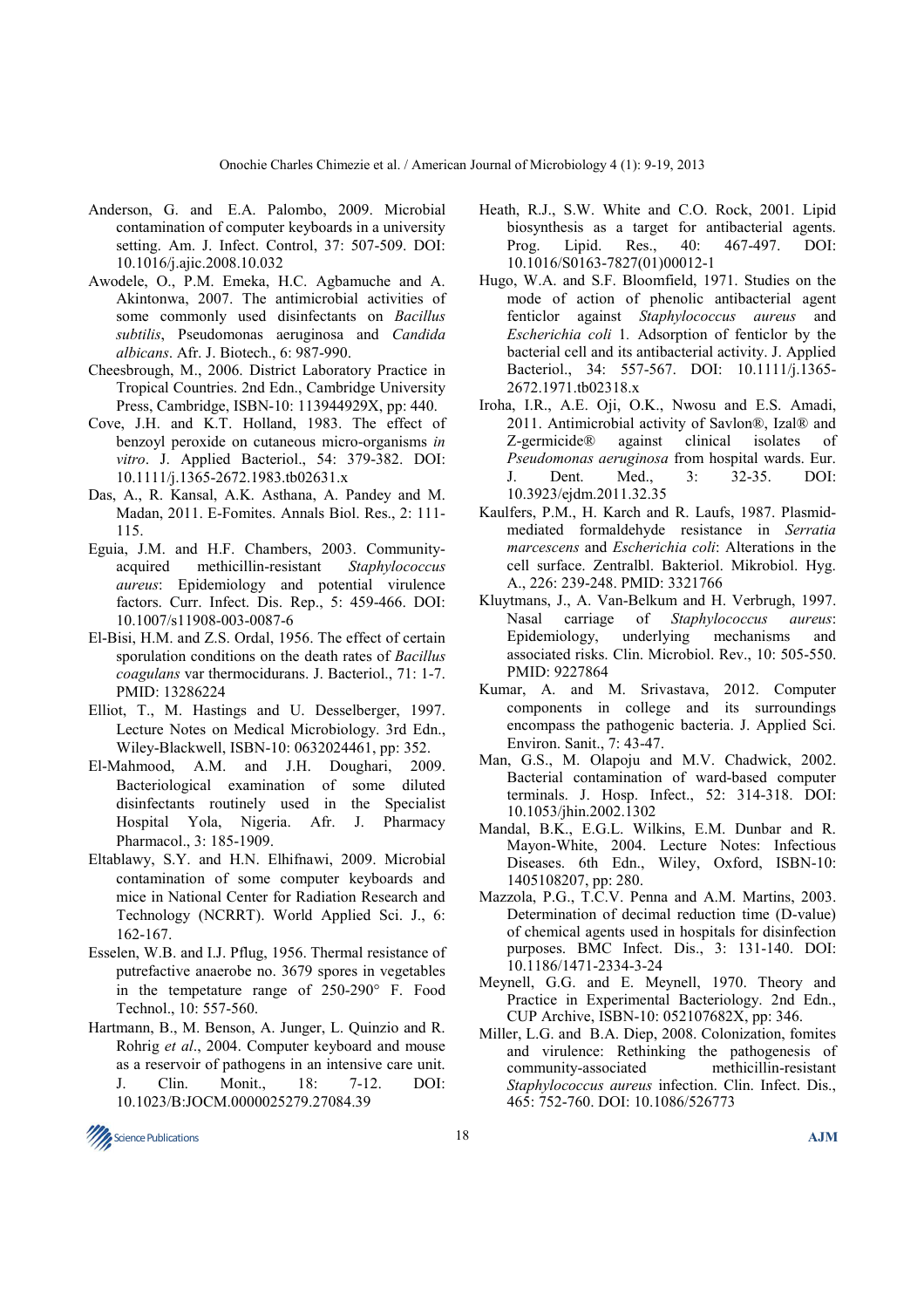Anderson, G. and E.A. Palombo, 2009. Microbial contamination of computer keyboards in a university setting. Am. J. Infect. Control, 37: 507-509. DOI: 10.1016/j.ajic.2008.10.032

Awodele, O., P.M. Emeka, H.C. Agbamuche and A. Akintonwa, 2007. The antimicrobial activities of some commonly used disinfectants on *Bacillus subtilis*, Pseudomonas aeruginosa and *Candida albicans*. Afr. J. Biotech., 6: 987-990.

Cheesbrough, M., 2006. District Laboratory Practice in Tropical Countries. 2nd Edn., Cambridge University Press, Cambridge, ISBN-10: 113944929X, pp: 440.

Cove, J.H. and K.T. Holland, 1983. The effect of benzoyl peroxide on cutaneous micro-organisms *in vitro*. J. Applied Bacteriol., 54: 379-382. DOI: 10.1111/j.1365-2672.1983.tb02631.x

Das, A., R. Kansal, A.K. Asthana, A. Pandey and M. Madan, 2011. E-Fomites. Annals Biol. Res., 2: 111-115.

Eguia, J.M. and H.F. Chambers, 2003. Community-acquired methicillin-resistant *Staphylococcus aureus*: Epidemiology and potential virulence factors. Curr. Infect. Dis. Rep., 5: 459-466. DOI: 10.1007/s11908-003-0087-6

El-Bisi, H.M. and Z.S. Ordal, 1956. The effect of certain sporulation conditions on the death rates of *Bacillus coagulans* var thermocidurans. J. Bacteriol., 71: 1-7. PMID: 13286224

Elliot, T., M. Hastings and U. Desselberger, 1997. Lecture Notes on Medical Microbiology. 3rd Edn., Wiley-Blackwell, ISBN-10: 0632024461, pp: 352.

El-Mahmood, A.M. and J.H. Doughari, 2009. Bacteriological examination of some diluted disinfectants routinely used in the Specialist Hospital Yola, Nigeria. Afr. J. Pharmacy Pharmacol., 3: 185-1909.

Eltablawy, S.Y. and H.N. Elhifnawi, 2009. Microbial contamination of some computer keyboards and mice in National Center for Radiation Research and Technology (NCRRT). World Applied Sci. J., 6: 162-167.

Esselen, W.B. and I.J. Pflug, 1956. Thermal resistance of putrefactive anaerobe no. 3679 spores in vegetables in the tempetature range of 250-290° F. Food Technol., 10: 557-560.

Hartmann, B., M. Benson, A. Junger, L. Quinzio and R. Rohrig *et al*., 2004. Computer keyboard and mouse as a reservoir of pathogens in an intensive care unit. J. Clin. Monit., 18: 7-12. DOI: 10.1023/B:JOCM.0000025279.27084.39

Heath, R.J., S.W. White and C.O. Rock, 2001. Lipid biosynthesis as a target for antibacterial agents. Prog. Lipid. Res., 40: 467-497. DOI: 10.1016/S0163-7827(01)00012-1

Hugo, W.A. and S.F. Bloomfield, 1971. Studies on the mode of action of phenolic antibacterial agent fenticlor against *Staphylococcus aureus* and *Escherichia coli* 1. Adsorption of fenticlor by the bacterial cell and its antibacterial activity. J. Applied Bacteriol., 34: 557-567. DOI: 10.1111/j.1365-2672.1971.tb02318.x

Iroha, I.R., A.E. Oji, O.K., Nwosu and E.S. Amadi, 2011. Antimicrobial activity of Savlon®, Izal® and Z-germicide® against clinical isolates of *Pseudomonas aeruginosa* from hospital wards. Eur. J. Dent. Med., 3: 32-35. DOI: 10.3923/ejdm.2011.32.35

Kaulfers, P.M., H. Karch and R. Laufs, 1987. Plasmid-mediated formaldehyde resistance in *Serratia marcescens* and *Escherichia coli*: Alterations in the cell surface. Zentralbl. Bakteriol. Mikrobiol. Hyg. A., 226: 239-248. PMID: 3321766

Kluytmans, J., A. Van-Belkum and H. Verbrugh, 1997. Nasal carriage of *Staphylococcus aureus*: Epidemiology, underlying mechanisms and associated risks. Clin. Microbiol. Rev., 10: 505-550. PMID: 9227864

Kumar, A. and M. Srivastava, 2012. Computer components in college and its surroundings encompass the pathogenic bacteria. J. Applied Sci. Environ. Sanit., 7: 43-47.

Man, G.S., M. Olapoju and M.V. Chadwick, 2002. Bacterial contamination of ward-based computer terminals. J. Hosp. Infect., 52: 314-318. DOI: 10.1053/jhin.2002.1302

Mandal, B.K., E.G.L. Wilkins, E.M. Dunbar and R. Mayon-White, 2004. Lecture Notes: Infectious Diseases. 6th Edn., Wiley, Oxford, ISBN-10: 1405108207, pp: 280.

Mazzola, P.G., T.C.V. Penna and A.M. Martins, 2003. Determination of decimal reduction time (D-value) of chemical agents used in hospitals for disinfection purposes. BMC Infect. Dis., 3: 131-140. DOI: 10.1186/1471-2334-3-24

Meynell, G.G. and E. Meynell, 1970. Theory and Practice in Experimental Bacteriology. 2nd Edn., CUP Archive, ISBN-10: 052107682X, pp: 346.

Miller, L.G. and B.A. Diep, 2008. Colonization, fomites and virulence: Rethinking the pathogenesis of community-associated methicillin-resistant *Staphylococcus aureus* infection. Clin. Infect. Dis., 465: 752-760. DOI: 10.1086/526773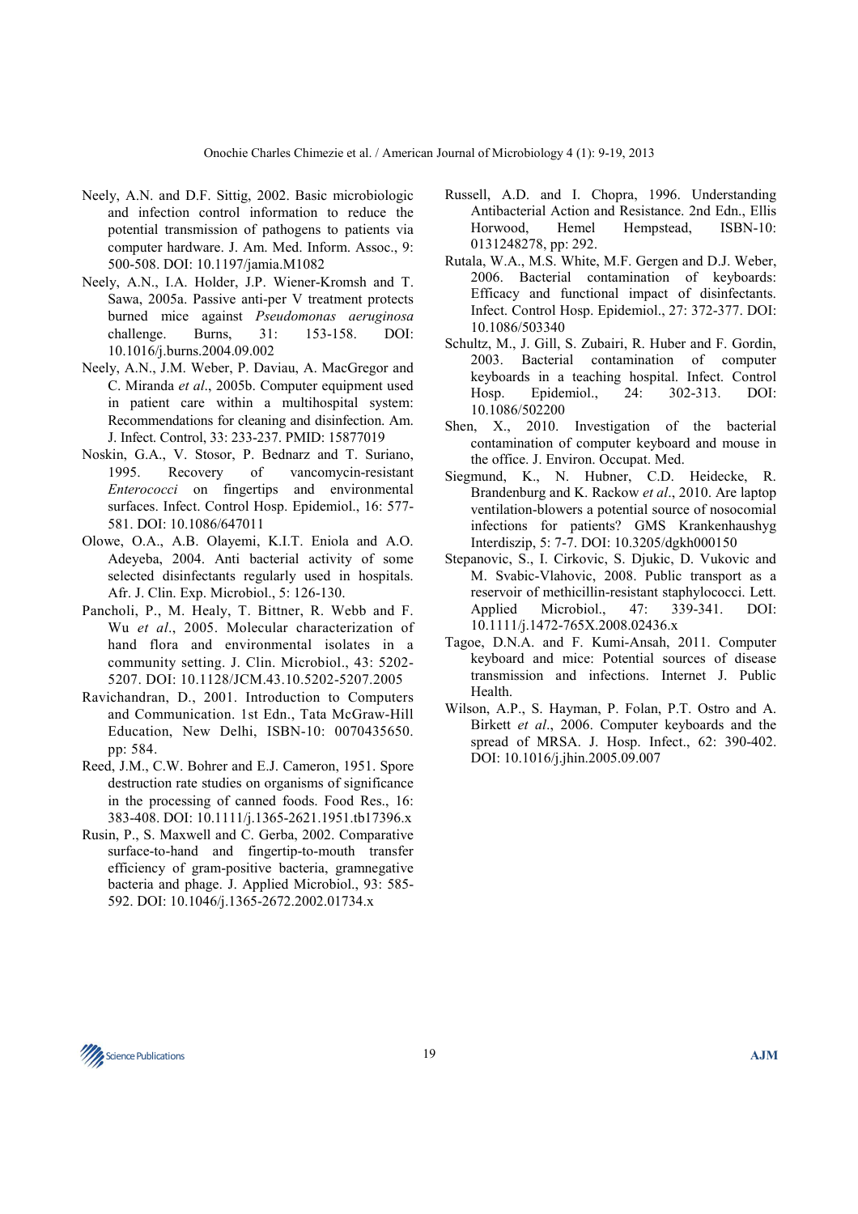Neely, A.N. and D.F. Sittig, 2002. Basic microbiologic and infection control information to reduce the potential transmission of pathogens to patients via computer hardware. J. Am. Med. Inform. Assoc., 9: 500-508. DOI: 10.1197/jamia.M1082

Neely, A.N., I.A. Holder, J.P. Wiener-Kromsh and T. Sawa, 2005a. Passive anti-per V treatment protects burned mice against *Pseudomonas aeruginosa* challenge. Burns, 31: 153-158. DOI: 10.1016/j.burns.2004.09.002

Neely, A.N., J.M. Weber, P. Daviau, A. MacGregor and C. Miranda *et al*., 2005b. Computer equipment used in patient care within a multihospital system: Recommendations for cleaning and disinfection. Am. J. Infect. Control, 33: 233-237. PMID: 15877019

Noskin, G.A., V. Stosor, P. Bednarz and T. Suriano, 1995. Recovery of vancomycin-resistant *Enterococci* on fingertips and environmental surfaces. Infect. Control Hosp. Epidemiol., 16: 577-581. DOI: 10.1086/647011

Olowe, O.A., A.B. Olayemi, K.I.T. Eniola and A.O. Adeyeba, 2004. Anti bacterial activity of some selected disinfectants regularly used in hospitals. Afr. J. Clin. Exp. Microbiol., 5: 126-130.

Pancholi, P., M. Healy, T. Bittner, R. Webb and F. Wu *et al*., 2005. Molecular characterization of hand flora and environmental isolates in a community setting. J. Clin. Microbiol., 43: 5202-5207. DOI: 10.1128/JCM.43.10.5202-5207.2005

Ravichandran, D., 2001. Introduction to Computers and Communication. 1st Edn., Tata McGraw-Hill Education, New Delhi, ISBN-10: 0070435650. pp: 584.

Reed, J.M., C.W. Bohrer and E.J. Cameron, 1951. Spore destruction rate studies on organisms of significance in the processing of canned foods. Food Res., 16: 383-408. DOI: 10.1111/j.1365-2621.1951.tb17396.x

Rusin, P., S. Maxwell and C. Gerba, 2002. Comparative surface-to-hand and fingertip-to-mouth transfer efficiency of gram-positive bacteria, gramnegative bacteria and phage. J. Applied Microbiol., 93: 585-592. DOI: 10.1046/j.1365-2672.2002.01734.x

Russell, A.D. and I. Chopra, 1996. Understanding Antibacterial Action and Resistance. 2nd Edn., Ellis Horwood, Hemel Hempstead, ISBN-10: 0131248278, pp: 292.

Rutala, W.A., M.S. White, M.F. Gergen and D.J. Weber, 2006. Bacterial contamination of keyboards: Efficacy and functional impact of disinfectants. Infect. Control Hosp. Epidemiol., 27: 372-377. DOI: 10.1086/503340

Schultz, M., J. Gill, S. Zubairi, R. Huber and F. Gordin, 2003. Bacterial contamination of computer keyboards in a teaching hospital. Infect. Control Hosp. Epidemiol., 24: 302-313. DOI: 10.1086/502200

Shen, X., 2010. Investigation of the bacterial contamination of computer keyboard and mouse in the office. J. Environ. Occupat. Med.

Siegmund, K., N. Hubner, C.D. Heidecke, R. Brandenburg and K. Rackow *et al*., 2010. Are laptop ventilation-blowers a potential source of nosocomial infections for patients? GMS Krankenhaushyg Interdiszip, 5: 7-7. DOI: 10.3205/dgkh000150

Stepanovic, S., I. Cirkovic, S. Djukic, D. Vukovic and M. Svabic-Vlahovic, 2008. Public transport as a reservoir of methicillin-resistant staphylococci. Lett. Applied Microbiol., 47: 339-341. DOI: 10.1111/j.1472-765X.2008.02436.x

Tagoe, D.N.A. and F. Kumi-Ansah, 2011. Computer keyboard and mice: Potential sources of disease transmission and infections. Internet J. Public Health.

Wilson, A.P., S. Hayman, P. Folan, P.T. Ostro and A. Birkett *et al*., 2006. Computer keyboards and the spread of MRSA. J. Hosp. Infect., 62: 390-402. DOI: 10.1016/j.jhin.2005.09.007